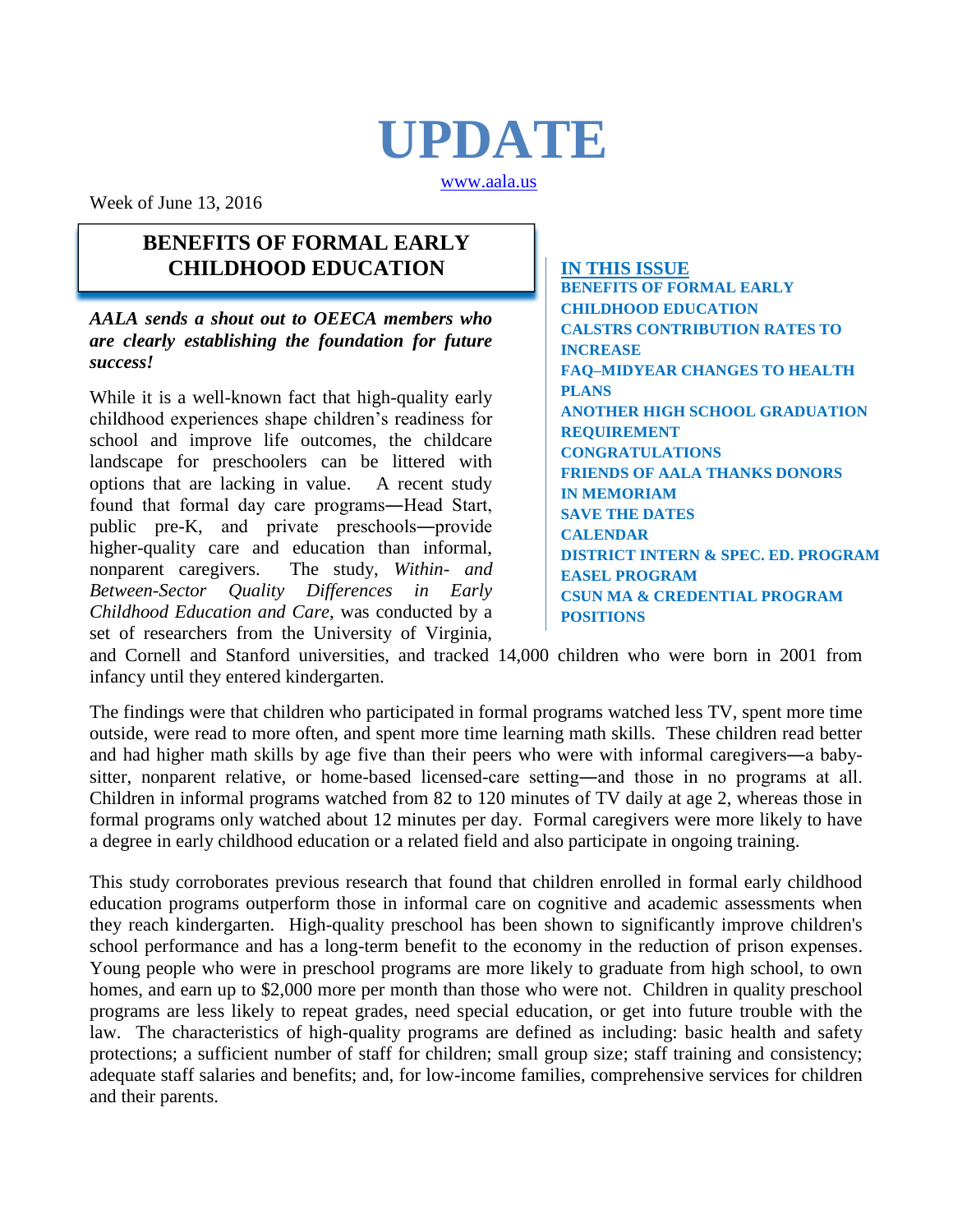# UPDATE

www.aala.us

Week of June 13, 2016

**IN THIS ISSUE**

- BENEFITS OF FORMAL EARLY CHILDHOOD EDUCATION
- CALSTRS CONTRIBUTION RATES TO INCREASE
- FAQ–MIDYEAR CHANGES TO HEALTH PLANS
- ANOTHER HIGH SCHOOL GRADUATION REQUIREMENT
- CONGRATULATIONS
- FRIENDS OF AALA THANKS DONORS
- IN MEMORIAM
- SAVE THE DATES
- CALENDAR
- DISTRICT INTERN & SPEC. ED. PROGRAM
- EASEL PROGRAM
- CSUN MA & CREDENTIAL PROGRAM
- POSITIONS

## BENEFITS OF FORMAL EARLY CHILDHOOD EDUCATION

***AALA sends a shout out to OEECA members who are clearly establishing the foundation for future success!***

While it is a well-known fact that high-quality early childhood experiences shape children's readiness for school and improve life outcomes, the childcare landscape for preschoolers can be littered with options that are lacking in value. A recent study found that formal day care programs—Head Start, public pre-K, and private preschools—provide higher-quality care and education than informal, nonparent caregivers. The study, *Within- and Between-Sector Quality Differences in Early Childhood Education and Care*, was conducted by a set of researchers from the University of Virginia, and Cornell and Stanford universities, and tracked 14,000 children who were born in 2001 from infancy until they entered kindergarten.

The findings were that children who participated in formal programs watched less TV, spent more time outside, were read to more often, and spent more time learning math skills. These children read better and had higher math skills by age five than their peers who were with informal caregivers—a baby-sitter, nonparent relative, or home-based licensed-care setting—and those in no programs at all. Children in informal programs watched from 82 to 120 minutes of TV daily at age 2, whereas those in formal programs only watched about 12 minutes per day. Formal caregivers were more likely to have a degree in early childhood education or a related field and also participate in ongoing training.

This study corroborates previous research that found that children enrolled in formal early childhood education programs outperform those in informal care on cognitive and academic assessments when they reach kindergarten. High-quality preschool has been shown to significantly improve children's school performance and has a long-term benefit to the economy in the reduction of prison expenses. Young people who were in preschool programs are more likely to graduate from high school, to own homes, and earn up to $2,000 more per month than those who were not. Children in quality preschool programs are less likely to repeat grades, need special education, or get into future trouble with the law. The characteristics of high-quality programs are defined as including: basic health and safety protections; a sufficient number of staff for children; small group size; staff training and consistency; adequate staff salaries and benefits; and, for low-income families, comprehensive services for children and their parents.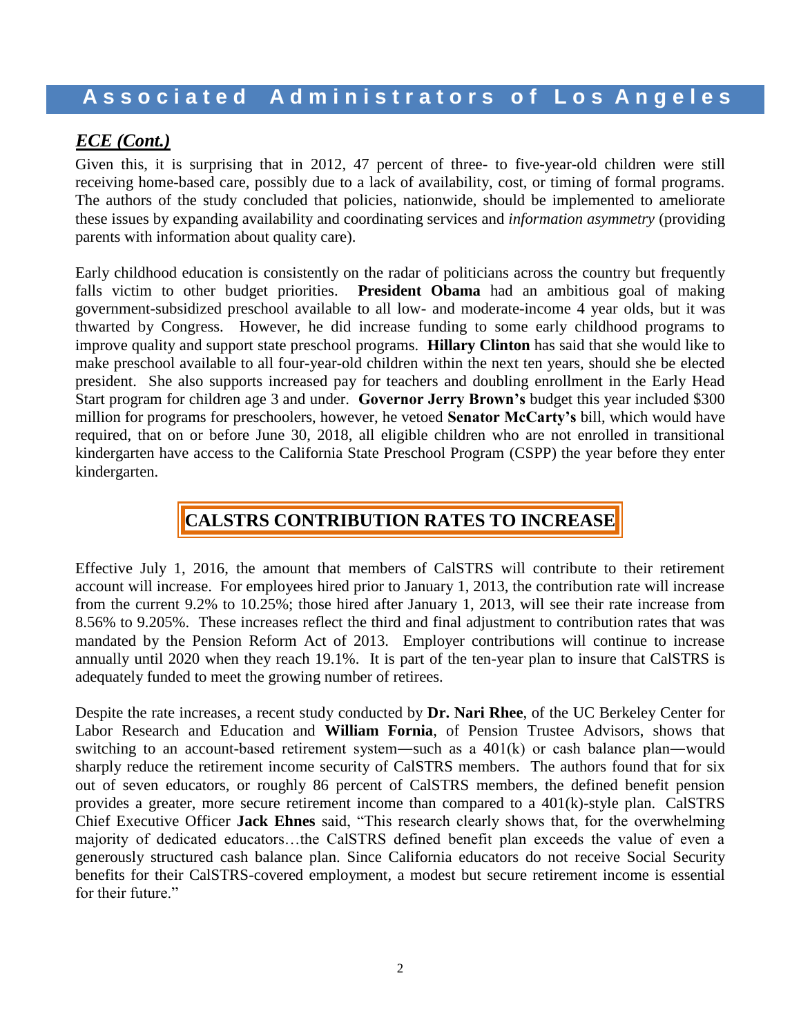## *ECE (Cont.)*

Given this, it is surprising that in 2012, 47 percent of three- to five-year-old children were still receiving home-based care, possibly due to a lack of availability, cost, or timing of formal programs. The authors of the study concluded that policies, nationwide, should be implemented to ameliorate these issues by expanding availability and coordinating services and *information asymmetry* (providing parents with information about quality care).

Early childhood education is consistently on the radar of politicians across the country but frequently falls victim to other budget priorities. **President Obama** had an ambitious goal of making government-subsidized preschool available to all low- and moderate-income 4 year olds, but it was thwarted by Congress. However, he did increase funding to some early childhood programs to improve quality and support state preschool programs. **Hillary Clinton** has said that she would like to make preschool available to all four-year-old children within the next ten years, should she be elected president. She also supports increased pay for teachers and doubling enrollment in the Early Head Start program for children age 3 and under. **Governor Jerry Brown's** budget this year included $300 million for programs for preschoolers, however, he vetoed **Senator McCarty's** bill, which would have required, that on or before June 30, 2018, all eligible children who are not enrolled in transitional kindergarten have access to the California State Preschool Program (CSPP) the year before they enter kindergarten.

## CALSTRS CONTRIBUTION RATES TO INCREASE

Effective July 1, 2016, the amount that members of CalSTRS will contribute to their retirement account will increase. For employees hired prior to January 1, 2013, the contribution rate will increase from the current 9.2% to 10.25%; those hired after January 1, 2013, will see their rate increase from 8.56% to 9.205%. These increases reflect the third and final adjustment to contribution rates that was mandated by the Pension Reform Act of 2013. Employer contributions will continue to increase annually until 2020 when they reach 19.1%. It is part of the ten-year plan to insure that CalSTRS is adequately funded to meet the growing number of retirees.

Despite the rate increases, a recent study conducted by **Dr. Nari Rhee**, of the UC Berkeley Center for Labor Research and Education and **William Fornia**, of Pension Trustee Advisors, shows that switching to an account-based retirement system—such as a 401(k) or cash balance plan—would sharply reduce the retirement income security of CalSTRS members. The authors found that for six out of seven educators, or roughly 86 percent of CalSTRS members, the defined benefit pension provides a greater, more secure retirement income than compared to a 401(k)-style plan. CalSTRS Chief Executive Officer **Jack Ehnes** said, "This research clearly shows that, for the overwhelming majority of dedicated educators…the CalSTRS defined benefit plan exceeds the value of even a generously structured cash balance plan. Since California educators do not receive Social Security benefits for their CalSTRS-covered employment, a modest but secure retirement income is essential for their future."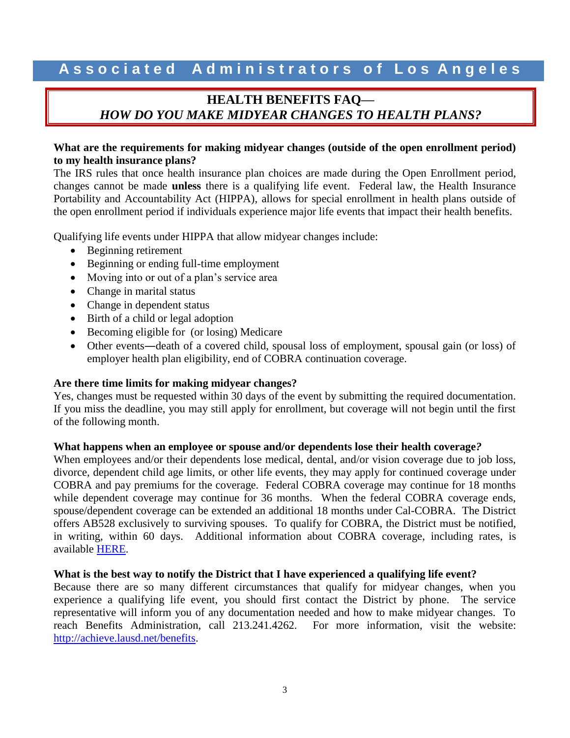# Associated Administrators of Los Angeles

## HEALTH BENEFITS FAQ—
## *HOW DO YOU MAKE MIDYEAR CHANGES TO HEALTH PLANS?*

**What are the requirements for making midyear changes (outside of the open enrollment period) to my health insurance plans?**

The IRS rules that once health insurance plan choices are made during the Open Enrollment period, changes cannot be made **unless** there is a qualifying life event. Federal law, the Health Insurance Portability and Accountability Act (HIPPA), allows for special enrollment in health plans outside of the open enrollment period if individuals experience major life events that impact their health benefits.

Qualifying life events under HIPPA that allow midyear changes include:

- Beginning retirement
- Beginning or ending full-time employment
- Moving into or out of a plan's service area
- Change in marital status
- Change in dependent status
- Birth of a child or legal adoption
- Becoming eligible for (or losing) Medicare
- Other events—death of a covered child, spousal loss of employment, spousal gain (or loss) of employer health plan eligibility, end of COBRA continuation coverage.

**Are there time limits for making midyear changes?**

Yes, changes must be requested within 30 days of the event by submitting the required documentation. If you miss the deadline, you may still apply for enrollment, but coverage will not begin until the first of the following month.

**What happens when an employee or spouse and/or dependents lose their health coverage?**

When employees and/or their dependents lose medical, dental, and/or vision coverage due to job loss, divorce, dependent child age limits, or other life events, they may apply for continued coverage under COBRA and pay premiums for the coverage. Federal COBRA coverage may continue for 18 months while dependent coverage may continue for 36 months. When the federal COBRA coverage ends, spouse/dependent coverage can be extended an additional 18 months under Cal-COBRA. The District offers AB528 exclusively to surviving spouses. To qualify for COBRA, the District must be notified, in writing, within 60 days. Additional information about COBRA coverage, including rates, is available HERE.

**What is the best way to notify the District that I have experienced a qualifying life event?**

Because there are so many different circumstances that qualify for midyear changes, when you experience a qualifying life event, you should first contact the District by phone. The service representative will inform you of any documentation needed and how to make midyear changes. To reach Benefits Administration, call 213.241.4262. For more information, visit the website: http://achieve.lausd.net/benefits.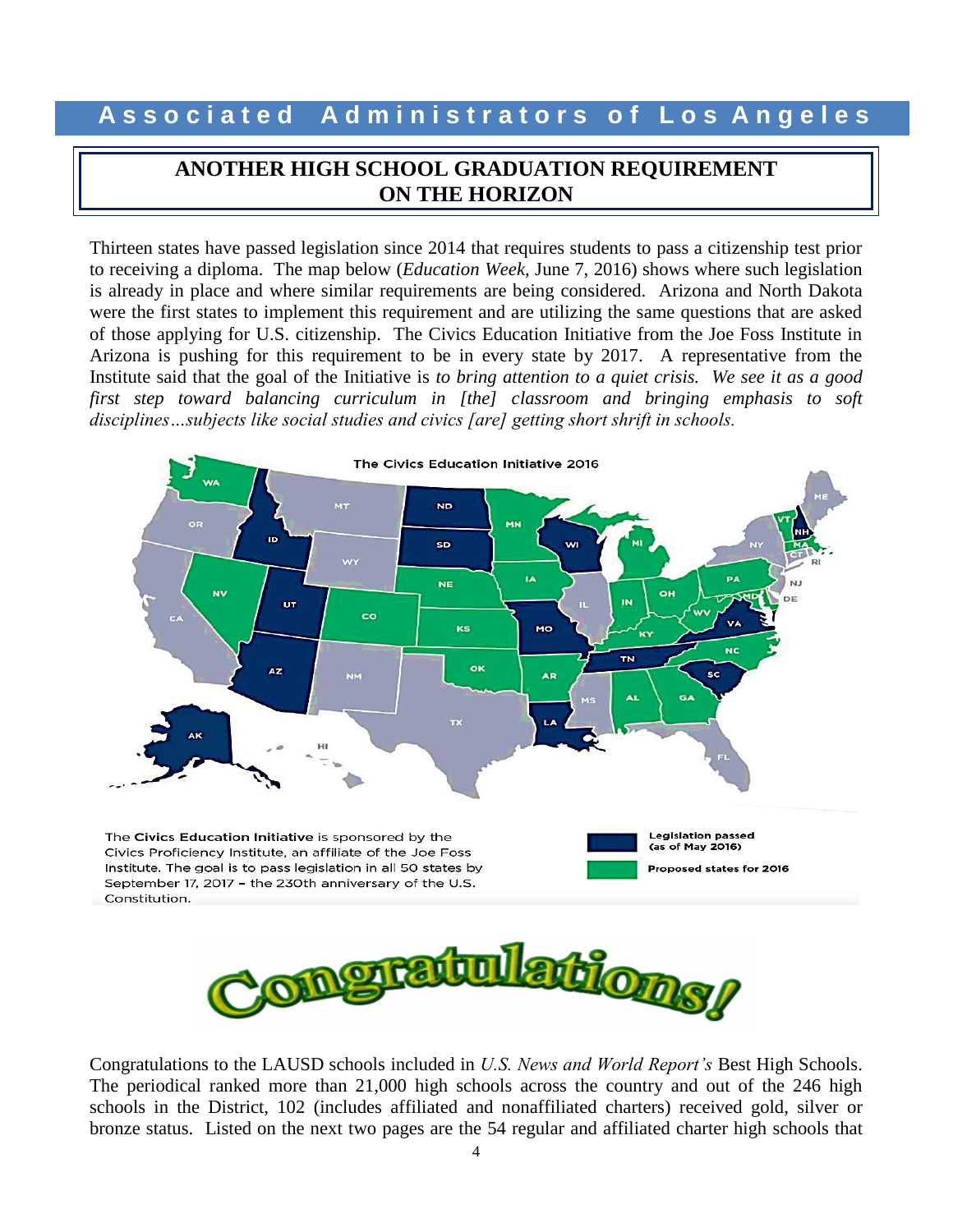## ANOTHER HIGH SCHOOL GRADUATION REQUIREMENT ON THE HORIZON

Thirteen states have passed legislation since 2014 that requires students to pass a citizenship test prior to receiving a diploma. The map below (*Education Week*, June 7, 2016) shows where such legislation is already in place and where similar requirements are being considered. Arizona and North Dakota were the first states to implement this requirement and are utilizing the same questions that are asked of those applying for U.S. citizenship. The Civics Education Initiative from the Joe Foss Institute in Arizona is pushing for this requirement to be in every state by 2017. A representative from the Institute said that the goal of the Initiative is *to bring attention to a quiet crisis. We see it as a good first step toward balancing curriculum in [the] classroom and bringing emphasis to soft disciplines…subjects like social studies and civics [are] getting short shrift in schools.*

The Civics Education Initiative 2016

The **Civics Education Initiative** is sponsored by the Civics Proficiency Institute, an affiliate of the Joe Foss Institute. The goal is to pass legislation in all 50 states by September 17, 2017 – the 230th anniversary of the U.S. Constitution.

Legislation passed (as of May 2016)

Proposed states for 2016

**Congratulations!**

Congratulations to the LAUSD schools included in *U.S. News and World Report's* Best High Schools. The periodical ranked more than 21,000 high schools across the country and out of the 246 high schools in the District, 102 (includes affiliated and nonaffiliated charters) received gold, silver or bronze status. Listed on the next two pages are the 54 regular and affiliated charter high schools that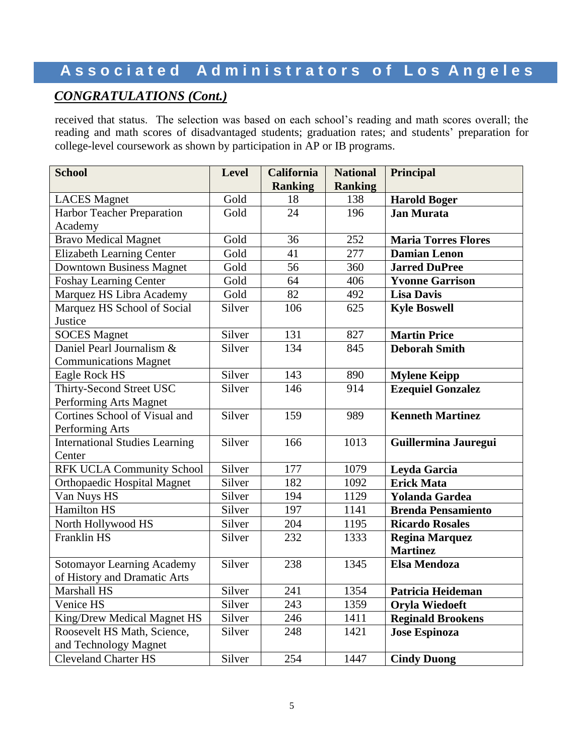# Associated Administrators of Los Angeles

## *CONGRATULATIONS (Cont.)*

received that status. The selection was based on each school's reading and math scores overall; the reading and math scores of disadvantaged students; graduation rates; and students' preparation for college-level coursework as shown by participation in AP or IB programs.

| School | Level | California Ranking | National Ranking | Principal |
|---|---|---|---|---|
| LACES Magnet | Gold | 18 | 138 | **Harold Boger** |
| Harbor Teacher Preparation Academy | Gold | 24 | 196 | **Jan Murata** |
| Bravo Medical Magnet | Gold | 36 | 252 | **Maria Torres Flores** |
| Elizabeth Learning Center | Gold | 41 | 277 | **Damian Lenon** |
| Downtown Business Magnet | Gold | 56 | 360 | **Jarred DuPree** |
| Foshay Learning Center | Gold | 64 | 406 | **Yvonne Garrison** |
| Marquez HS Libra Academy | Gold | 82 | 492 | **Lisa Davis** |
| Marquez HS School of Social Justice | Silver | 106 | 625 | **Kyle Boswell** |
| SOCES Magnet | Silver | 131 | 827 | **Martin Price** |
| Daniel Pearl Journalism & Communications Magnet | Silver | 134 | 845 | **Deborah Smith** |
| Eagle Rock HS | Silver | 143 | 890 | **Mylene Keipp** |
| Thirty-Second Street USC Performing Arts Magnet | Silver | 146 | 914 | **Ezequiel Gonzalez** |
| Cortines School of Visual and Performing Arts | Silver | 159 | 989 | **Kenneth Martinez** |
| International Studies Learning Center | Silver | 166 | 1013 | **Guillermina Jauregui** |
| RFK UCLA Community School | Silver | 177 | 1079 | **Leyda Garcia** |
| Orthopaedic Hospital Magnet | Silver | 182 | 1092 | **Erick Mata** |
| Van Nuys HS | Silver | 194 | 1129 | **Yolanda Gardea** |
| Hamilton HS | Silver | 197 | 1141 | **Brenda Pensamiento** |
| North Hollywood HS | Silver | 204 | 1195 | **Ricardo Rosales** |
| Franklin HS | Silver | 232 | 1333 | **Regina Marquez Martinez** |
| Sotomayor Learning Academy of History and Dramatic Arts | Silver | 238 | 1345 | **Elsa Mendoza** |
| Marshall HS | Silver | 241 | 1354 | **Patricia Heideman** |
| Venice HS | Silver | 243 | 1359 | **Oryla Wiedoeft** |
| King/Drew Medical Magnet HS | Silver | 246 | 1411 | **Reginald Brookens** |
| Roosevelt HS Math, Science, and Technology Magnet | Silver | 248 | 1421 | **Jose Espinoza** |
| Cleveland Charter HS | Silver | 254 | 1447 | **Cindy Duong** |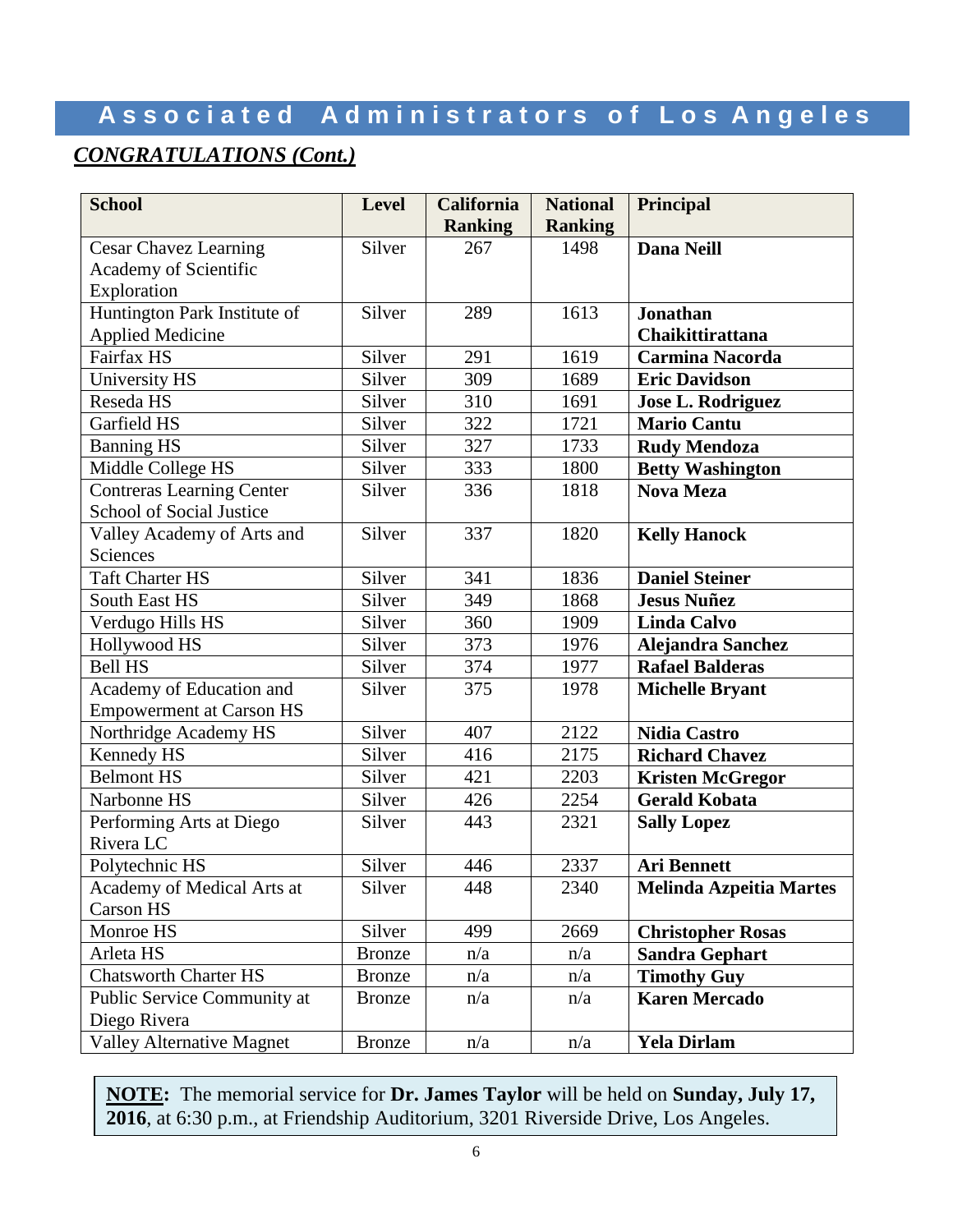# Associated Administrators of Los Angeles

## *CONGRATULATIONS (Cont.)*

| School | Level | California Ranking | National Ranking | Principal |
|---|---|---|---|---|
| Cesar Chavez Learning Academy of Scientific Exploration | Silver | 267 | 1498 | **Dana Neill** |
| Huntington Park Institute of Applied Medicine | Silver | 289 | 1613 | **Jonathan Chaikittirattana** |
| Fairfax HS | Silver | 291 | 1619 | **Carmina Nacorda** |
| University HS | Silver | 309 | 1689 | **Eric Davidson** |
| Reseda HS | Silver | 310 | 1691 | **Jose L. Rodriguez** |
| Garfield HS | Silver | 322 | 1721 | **Mario Cantu** |
| Banning HS | Silver | 327 | 1733 | **Rudy Mendoza** |
| Middle College HS | Silver | 333 | 1800 | **Betty Washington** |
| Contreras Learning Center School of Social Justice | Silver | 336 | 1818 | **Nova Meza** |
| Valley Academy of Arts and Sciences | Silver | 337 | 1820 | **Kelly Hanock** |
| Taft Charter HS | Silver | 341 | 1836 | **Daniel Steiner** |
| South East HS | Silver | 349 | 1868 | **Jesus Nuñez** |
| Verdugo Hills HS | Silver | 360 | 1909 | **Linda Calvo** |
| Hollywood HS | Silver | 373 | 1976 | **Alejandra Sanchez** |
| Bell HS | Silver | 374 | 1977 | **Rafael Balderas** |
| Academy of Education and Empowerment at Carson HS | Silver | 375 | 1978 | **Michelle Bryant** |
| Northridge Academy HS | Silver | 407 | 2122 | **Nidia Castro** |
| Kennedy HS | Silver | 416 | 2175 | **Richard Chavez** |
| Belmont HS | Silver | 421 | 2203 | **Kristen McGregor** |
| Narbonne HS | Silver | 426 | 2254 | **Gerald Kobata** |
| Performing Arts at Diego Rivera LC | Silver | 443 | 2321 | **Sally Lopez** |
| Polytechnic HS | Silver | 446 | 2337 | **Ari Bennett** |
| Academy of Medical Arts at Carson HS | Silver | 448 | 2340 | **Melinda Azpeitia Martes** |
| Monroe HS | Silver | 499 | 2669 | **Christopher Rosas** |
| Arleta HS | Bronze | n/a | n/a | **Sandra Gephart** |
| Chatsworth Charter HS | Bronze | n/a | n/a | **Timothy Guy** |
| Public Service Community at Diego Rivera | Bronze | n/a | n/a | **Karen Mercado** |
| Valley Alternative Magnet | Bronze | n/a | n/a | **Yela Dirlam** |

**NOTE:** The memorial service for **Dr. James Taylor** will be held on **Sunday, July 17, 2016**, at 6:30 p.m., at Friendship Auditorium, 3201 Riverside Drive, Los Angeles.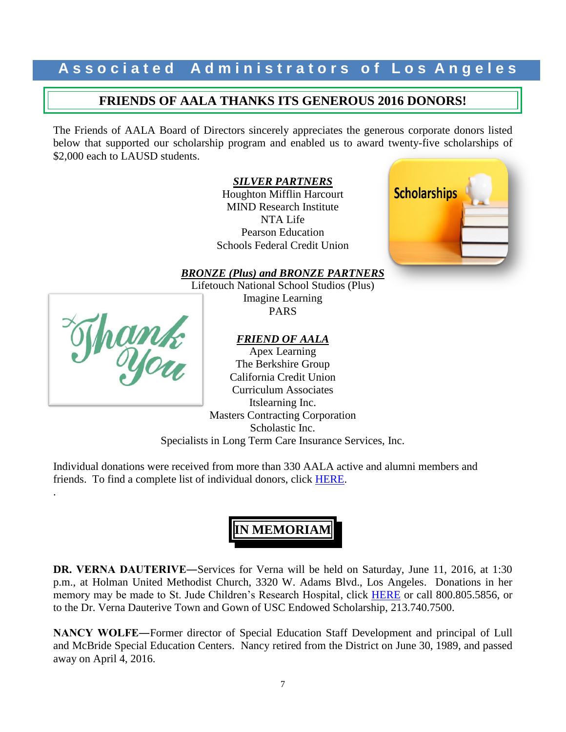## FRIENDS OF AALA THANKS ITS GENEROUS 2016 DONORS!

The Friends of AALA Board of Directors sincerely appreciates the generous corporate donors listed below that supported our scholarship program and enabled us to award twenty-five scholarships of $2,000 each to LAUSD students.

***SILVER PARTNERS***

Houghton Mifflin Harcourt
MIND Research Institute
NTA Life
Pearson Education
Schools Federal Credit Union

***BRONZE (Plus) and BRONZE PARTNERS***

Lifetouch National School Studios (Plus)
Imagine Learning
PARS

***FRIEND OF AALA***

Apex Learning
The Berkshire Group
California Credit Union
Curriculum Associates
Itslearning Inc.
Masters Contracting Corporation
Scholastic Inc.
Specialists in Long Term Care Insurance Services, Inc.

Individual donations were received from more than 330 AALA active and alumni members and friends. To find a complete list of individual donors, click HERE.

## IN MEMORIAM

**DR. VERNA DAUTERIVE—**Services for Verna will be held on Saturday, June 11, 2016, at 1:30 p.m., at Holman United Methodist Church, 3320 W. Adams Blvd., Los Angeles. Donations in her memory may be made to St. Jude Children's Research Hospital, click HERE or call 800.805.5856, or to the Dr. Verna Dauterive Town and Gown of USC Endowed Scholarship, 213.740.7500.

**NANCY WOLFE—**Former director of Special Education Staff Development and principal of Lull and McBride Special Education Centers. Nancy retired from the District on June 30, 1989, and passed away on April 4, 2016.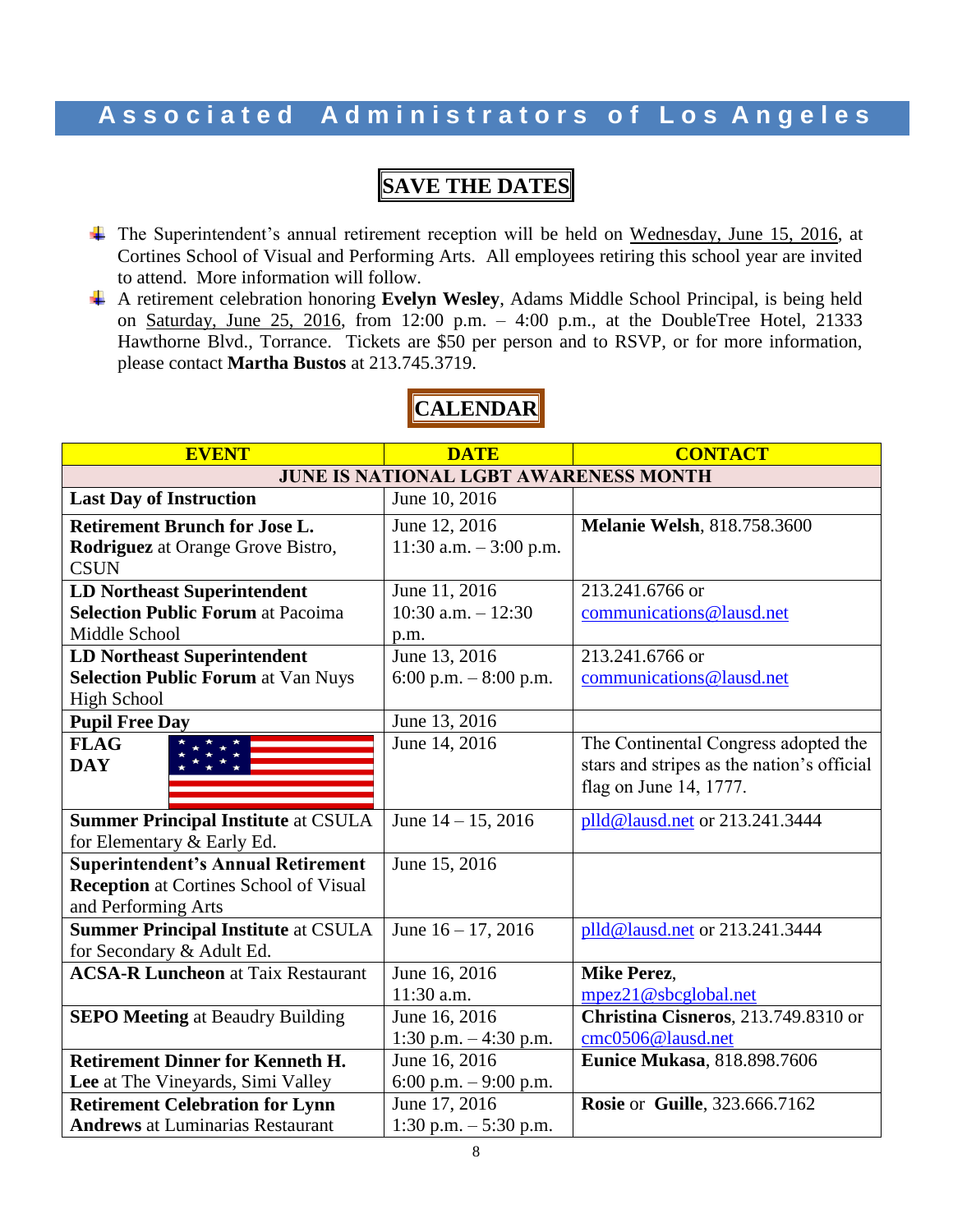# Associated Administrators of Los Angeles

## SAVE THE DATES

- The Superintendent's annual retirement reception will be held on Wednesday, June 15, 2016, at Cortines School of Visual and Performing Arts. All employees retiring this school year are invited to attend. More information will follow.
- A retirement celebration honoring **Evelyn Wesley**, Adams Middle School Principal, is being held on Saturday, June 25, 2016, from 12:00 p.m. – 4:00 p.m., at the DoubleTree Hotel, 21333 Hawthorne Blvd., Torrance. Tickets are $50 per person and to RSVP, or for more information, please contact **Martha Bustos** at 213.745.3719.

## CALENDAR

| EVENT | DATE | CONTACT |
|---|---|---|
| **JUNE IS NATIONAL LGBT AWARENESS MONTH** | | |
| **Last Day of Instruction** | June 10, 2016 | |
| **Retirement Brunch for Jose L. Rodriguez** at Orange Grove Bistro, CSUN | June 12, 2016 11:30 a.m. – 3:00 p.m. | **Melanie Welsh**, 818.758.3600 |
| **LD Northeast Superintendent Selection Public Forum** at Pacoima Middle School | June 11, 2016 10:30 a.m. – 12:30 p.m. | 213.241.6766 or communications@lausd.net |
| **LD Northeast Superintendent Selection Public Forum** at Van Nuys High School | June 13, 2016 6:00 p.m. – 8:00 p.m. | 213.241.6766 or communications@lausd.net |
| **Pupil Free Day** | June 13, 2016 | |
| **FLAG DAY** | June 14, 2016 | The Continental Congress adopted the stars and stripes as the nation's official flag on June 14, 1777. |
| **Summer Principal Institute** at CSULA for Elementary & Early Ed. | June 14 – 15, 2016 | plld@lausd.net or 213.241.3444 |
| **Superintendent's Annual Retirement Reception** at Cortines School of Visual and Performing Arts | June 15, 2016 | |
| **Summer Principal Institute** at CSULA for Secondary & Adult Ed. | June 16 – 17, 2016 | plld@lausd.net or 213.241.3444 |
| **ACSA-R Luncheon** at Taix Restaurant | June 16, 2016 11:30 a.m. | **Mike Perez**, mpez21@sbcglobal.net |
| **SEPO Meeting** at Beaudry Building | June 16, 2016 1:30 p.m. – 4:30 p.m. | **Christina Cisneros**, 213.749.8310 or cmc0506@lausd.net |
| **Retirement Dinner for Kenneth H. Lee** at The Vineyards, Simi Valley | June 16, 2016 6:00 p.m. – 9:00 p.m. | **Eunice Mukasa**, 818.898.7606 |
| **Retirement Celebration for Lynn Andrews** at Luminarias Restaurant | June 17, 2016 1:30 p.m. – 5:30 p.m. | **Rosie** or **Guille**, 323.666.7162 |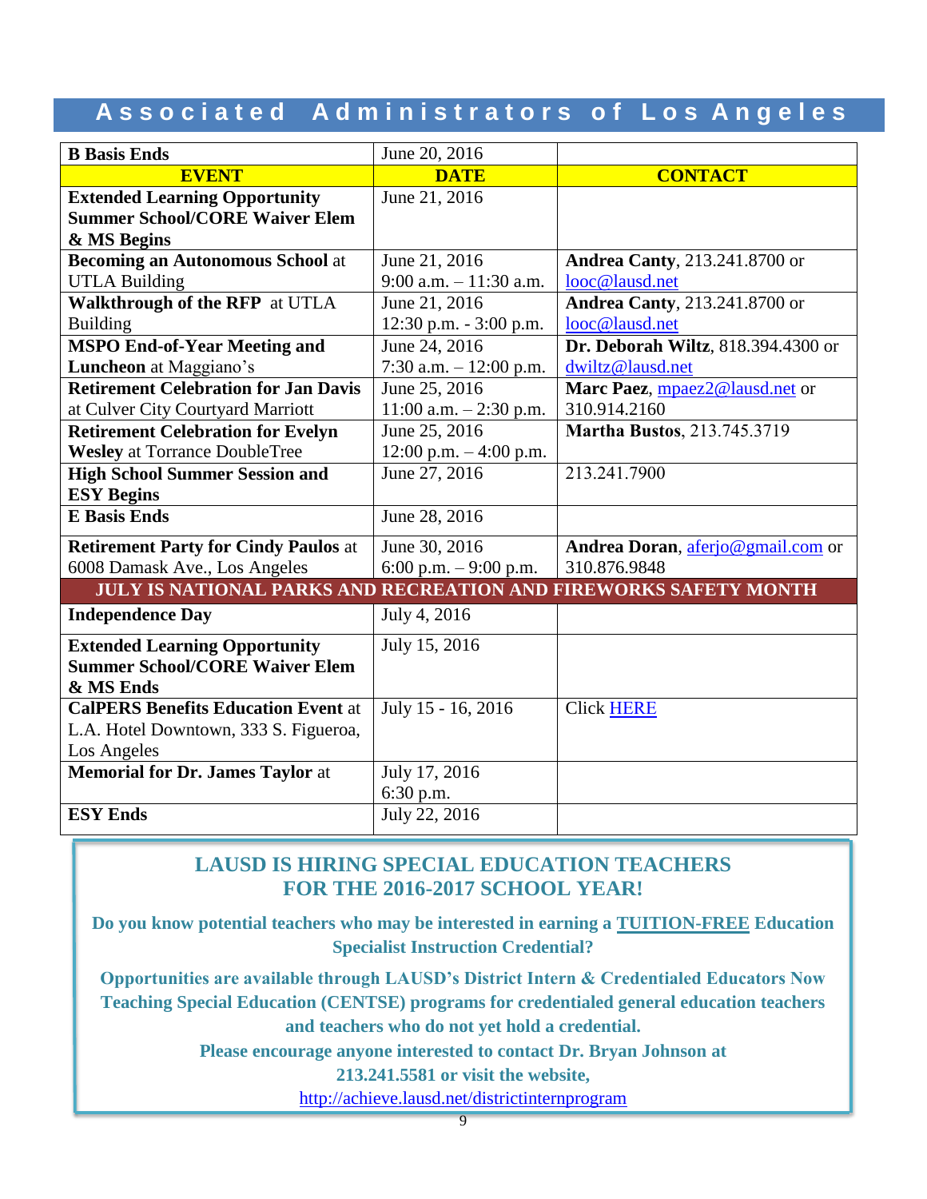## Associated Administrators of Los Angeles

| **B Basis Ends** | June 20, 2016 | |
|---|---|---|
| **EVENT** | **DATE** | **CONTACT** |
| **Extended Learning Opportunity Summer School/CORE Waiver Elem & MS Begins** | June 21, 2016 | |
| **Becoming an Autonomous School** at UTLA Building | June 21, 2016 9:00 a.m. – 11:30 a.m. | **Andrea Canty**, 213.241.8700 or looc@lausd.net |
| **Walkthrough of the RFP** at UTLA Building | June 21, 2016 12:30 p.m. - 3:00 p.m. | **Andrea Canty**, 213.241.8700 or looc@lausd.net |
| **MSPO End-of-Year Meeting and Luncheon** at Maggiano's | June 24, 2016 7:30 a.m. – 12:00 p.m. | **Dr. Deborah Wiltz**, 818.394.4300 or dwiltz@lausd.net |
| **Retirement Celebration for Jan Davis** at Culver City Courtyard Marriott | June 25, 2016 11:00 a.m. – 2:30 p.m. | **Marc Paez**, mpaez2@lausd.net or 310.914.2160 |
| **Retirement Celebration for Evelyn Wesley** at Torrance DoubleTree | June 25, 2016 12:00 p.m. – 4:00 p.m. | **Martha Bustos**, 213.745.3719 |
| **High School Summer Session and ESY Begins** | June 27, 2016 | 213.241.7900 |
| **E Basis Ends** | June 28, 2016 | |
| **Retirement Party for Cindy Paulos** at 6008 Damask Ave., Los Angeles | June 30, 2016 6:00 p.m. – 9:00 p.m. | **Andrea Doran**, aferjo@gmail.com or 310.876.9848 |
| **JULY IS NATIONAL PARKS AND RECREATION AND FIREWORKS SAFETY MONTH** | | |
| **Independence Day** | July 4, 2016 | |
| **Extended Learning Opportunity Summer School/CORE Waiver Elem & MS Ends** | July 15, 2016 | |
| **CalPERS Benefits Education Event** at L.A. Hotel Downtown, 333 S. Figueroa, Los Angeles | July 15 - 16, 2016 | Click HERE |
| **Memorial for Dr. James Taylor** at | July 17, 2016 6:30 p.m. | |
| **ESY Ends** | July 22, 2016 | |

### LAUSD IS HIRING SPECIAL EDUCATION TEACHERS FOR THE 2016-2017 SCHOOL YEAR!

**Do you know potential teachers who may be interested in earning a TUITION-FREE Education Specialist Instruction Credential?**

**Opportunities are available through LAUSD's District Intern & Credentialed Educators Now Teaching Special Education (CENTSE) programs for credentialed general education teachers and teachers who do not yet hold a credential.**

**Please encourage anyone interested to contact Dr. Bryan Johnson at 213.241.5581 or visit the website,**

http://achieve.lausd.net/districtinternprogram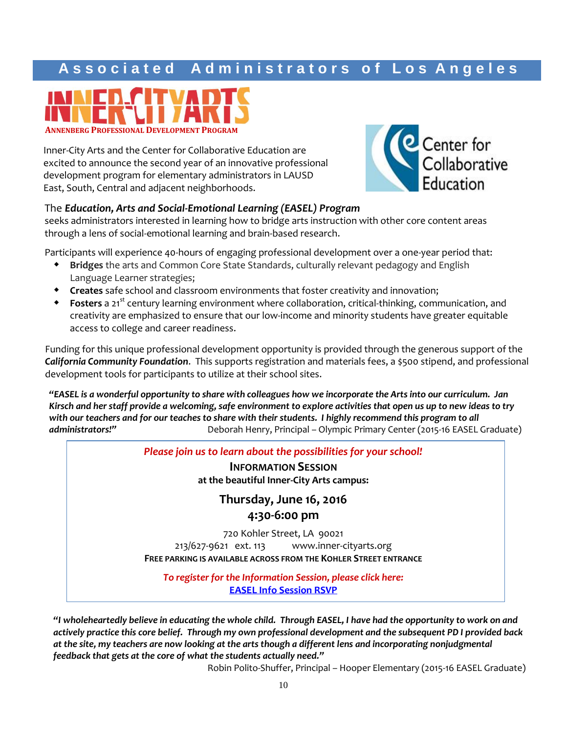Associated Administrators of Los Angeles

# INNER-CITY ARTS

ANNENBERG PROFESSIONAL DEVELOPMENT PROGRAM

Center for Collaborative Education

Inner-City Arts and the Center for Collaborative Education are excited to announce the second year of an innovative professional development program for elementary administrators in LAUSD East, South, Central and adjacent neighborhoods.

The ***Education, Arts and Social-Emotional Learning (EASEL) Program*** seeks administrators interested in learning how to bridge arts instruction with other core content areas through a lens of social-emotional learning and brain-based research.

Participants will experience 40-hours of engaging professional development over a one-year period that:

- **Bridges** the arts and Common Core State Standards, culturally relevant pedagogy and English Language Learner strategies;
- **Creates** safe school and classroom environments that foster creativity and innovation;
- **Fosters** a 21st century learning environment where collaboration, critical-thinking, communication, and creativity are emphasized to ensure that our low-income and minority students have greater equitable access to college and career readiness.

Funding for this unique professional development opportunity is provided through the generous support of the ***California Community Foundation***. This supports registration and materials fees, a $500 stipend, and professional development tools for participants to utilize at their school sites.

***"EASEL is a wonderful opportunity to share with colleagues how we incorporate the Arts into our curriculum. Jan Kirsch and her staff provide a welcoming, safe environment to explore activities that open us up to new ideas to try with our teachers and for our teaches to share with their students. I highly recommend this program to all administrators!"*** Deborah Henry, Principal – Olympic Primary Center (2015-16 EASEL Graduate)

*Please join us to learn about the possibilities for your school!*

**INFORMATION SESSION**
**at the beautiful Inner-City Arts campus:**

**Thursday, June 16, 2016**
**4:30-6:00 pm**

720 Kohler Street, LA 90021
213/627-9621 ext. 113 www.inner-cityarts.org
**FREE PARKING IS AVAILABLE ACROSS FROM THE KOHLER STREET ENTRANCE**

*To register for the Information Session, please click here:*
**EASEL Info Session RSVP**

***"I wholeheartedly believe in educating the whole child. Through EASEL, I have had the opportunity to work on and actively practice this core belief. Through my own professional development and the subsequent PD I provided back at the site, my teachers are now looking at the arts though a different lens and incorporating nonjudgmental feedback that gets at the core of what the students actually need."***

Robin Polito-Shuffer, Principal – Hooper Elementary (2015-16 EASEL Graduate)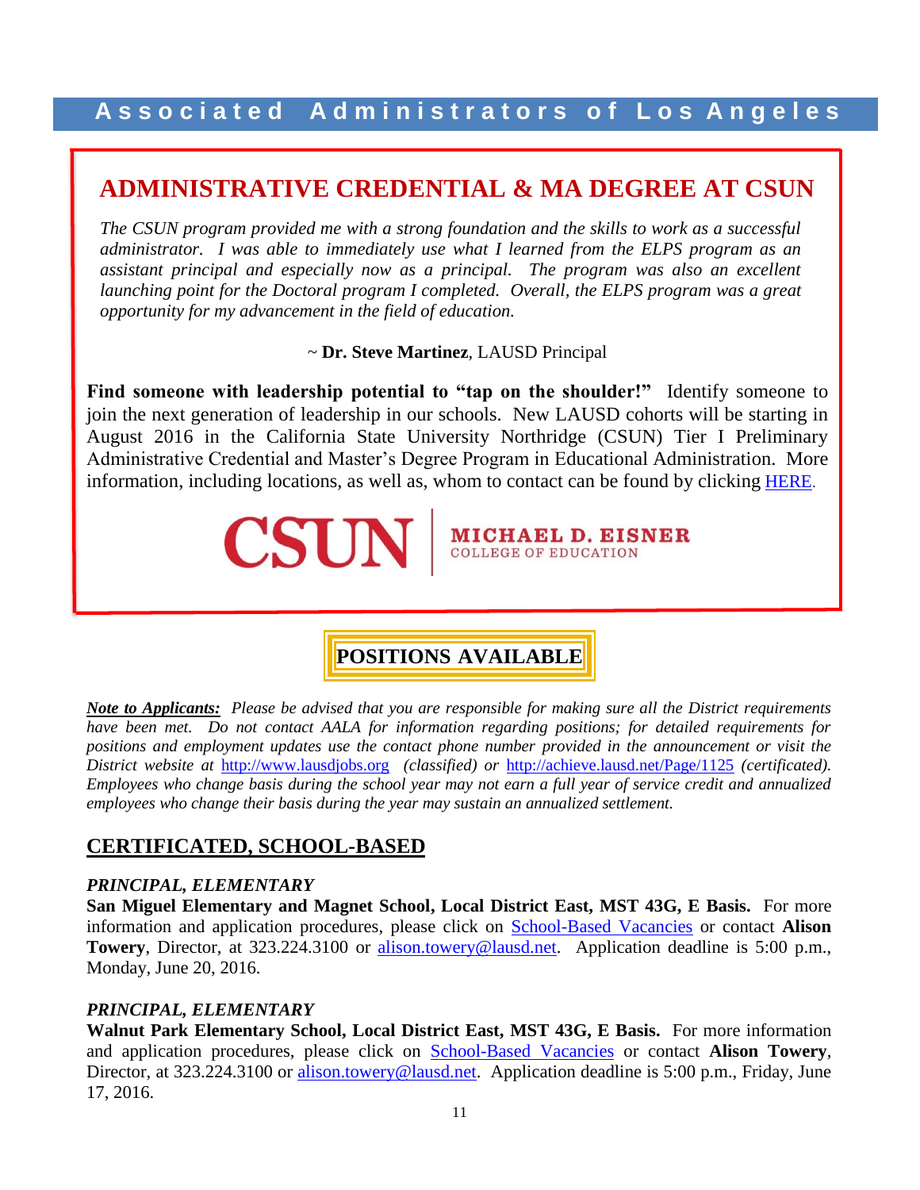# ADMINISTRATIVE CREDENTIAL & MA DEGREE AT CSUN

*The CSUN program provided me with a strong foundation and the skills to work as a successful administrator. I was able to immediately use what I learned from the ELPS program as an assistant principal and especially now as a principal. The program was also an excellent launching point for the Doctoral program I completed. Overall, the ELPS program was a great opportunity for my advancement in the field of education.*

~ **Dr. Steve Martinez**, LAUSD Principal

**Find someone with leadership potential to "tap on the shoulder!"** Identify someone to join the next generation of leadership in our schools. New LAUSD cohorts will be starting in August 2016 in the California State University Northridge (CSUN) Tier I Preliminary Administrative Credential and Master's Degree Program in Educational Administration. More information, including locations, as well as, whom to contact can be found by clicking HERE.

CSUN | MICHAEL D. EISNER COLLEGE OF EDUCATION

## POSITIONS AVAILABLE

***Note to Applicants:*** *Please be advised that you are responsible for making sure all the District requirements have been met. Do not contact AALA for information regarding positions; for detailed requirements for positions and employment updates use the contact phone number provided in the announcement or visit the District website at* http://www.lausdjobs.org *(classified) or* http://achieve.lausd.net/Page/1125 *(certificated). Employees who change basis during the school year may not earn a full year of service credit and annualized employees who change their basis during the year may sustain an annualized settlement.*

## CERTIFICATED, SCHOOL-BASED

### *PRINCIPAL, ELEMENTARY*

**San Miguel Elementary and Magnet School, Local District East, MST 43G, E Basis.** For more information and application procedures, please click on School-Based Vacancies or contact **Alison Towery**, Director, at 323.224.3100 or alison.towery@lausd.net. Application deadline is 5:00 p.m., Monday, June 20, 2016.

### *PRINCIPAL, ELEMENTARY*

**Walnut Park Elementary School, Local District East, MST 43G, E Basis.** For more information and application procedures, please click on School-Based Vacancies or contact **Alison Towery**, Director, at 323.224.3100 or alison.towery@lausd.net. Application deadline is 5:00 p.m., Friday, June 17, 2016.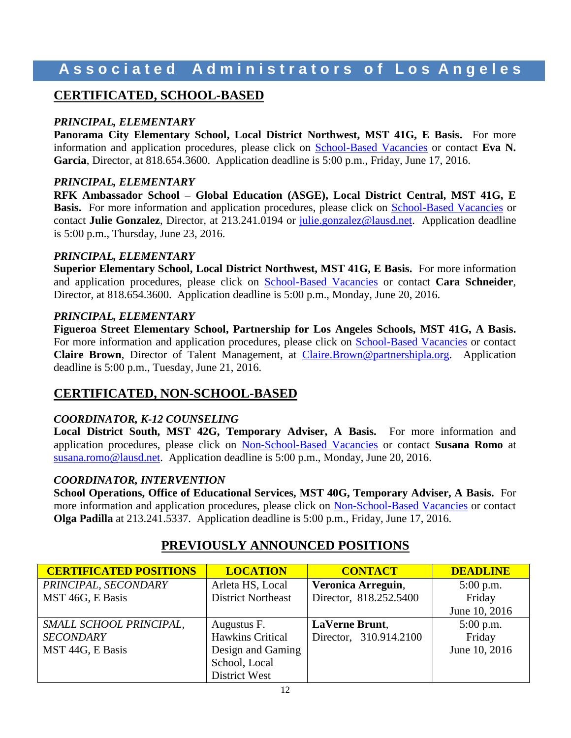# Associated Administrators of Los Angeles

## CERTIFICATED, SCHOOL-BASED

***PRINCIPAL, ELEMENTARY***

**Panorama City Elementary School, Local District Northwest, MST 41G, E Basis.** For more information and application procedures, please click on School-Based Vacancies or contact **Eva N. Garcia**, Director, at 818.654.3600. Application deadline is 5:00 p.m., Friday, June 17, 2016.

***PRINCIPAL, ELEMENTARY***

**RFK Ambassador School – Global Education (ASGE), Local District Central, MST 41G, E Basis.** For more information and application procedures, please click on School-Based Vacancies or contact **Julie Gonzalez**, Director, at 213.241.0194 or julie.gonzalez@lausd.net. Application deadline is 5:00 p.m., Thursday, June 23, 2016.

***PRINCIPAL, ELEMENTARY***

**Superior Elementary School, Local District Northwest, MST 41G, E Basis.** For more information and application procedures, please click on School-Based Vacancies or contact **Cara Schneider**, Director, at 818.654.3600. Application deadline is 5:00 p.m., Monday, June 20, 2016.

***PRINCIPAL, ELEMENTARY***

**Figueroa Street Elementary School, Partnership for Los Angeles Schools, MST 41G, A Basis.** For more information and application procedures, please click on School-Based Vacancies or contact **Claire Brown**, Director of Talent Management, at Claire.Brown@partnershipla.org. Application deadline is 5:00 p.m., Tuesday, June 21, 2016.

## CERTIFICATED, NON-SCHOOL-BASED

***COORDINATOR, K-12 COUNSELING***

**Local District South, MST 42G, Temporary Adviser, A Basis.** For more information and application procedures, please click on Non-School-Based Vacancies or contact **Susana Romo** at susana.romo@lausd.net. Application deadline is 5:00 p.m., Monday, June 20, 2016.

***COORDINATOR, INTERVENTION***

**School Operations, Office of Educational Services, MST 40G, Temporary Adviser, A Basis.** For more information and application procedures, please click on Non-School-Based Vacancies or contact **Olga Padilla** at 213.241.5337. Application deadline is 5:00 p.m., Friday, June 17, 2016.

## PREVIOUSLY ANNOUNCED POSITIONS

| CERTIFICATED POSITIONS | LOCATION | CONTACT | DEADLINE |
|---|---|---|---|
| *PRINCIPAL, SECONDARY* MST 46G, E Basis | Arleta HS, Local District Northeast | **Veronica Arreguin**, Director, 818.252.5400 | 5:00 p.m. Friday June 10, 2016 |
| *SMALL SCHOOL PRINCIPAL, SECONDARY* MST 44G, E Basis | Augustus F. Hawkins Critical Design and Gaming School, Local District West | **LaVerne Brunt**, Director, 310.914.2100 | 5:00 p.m. Friday June 10, 2016 |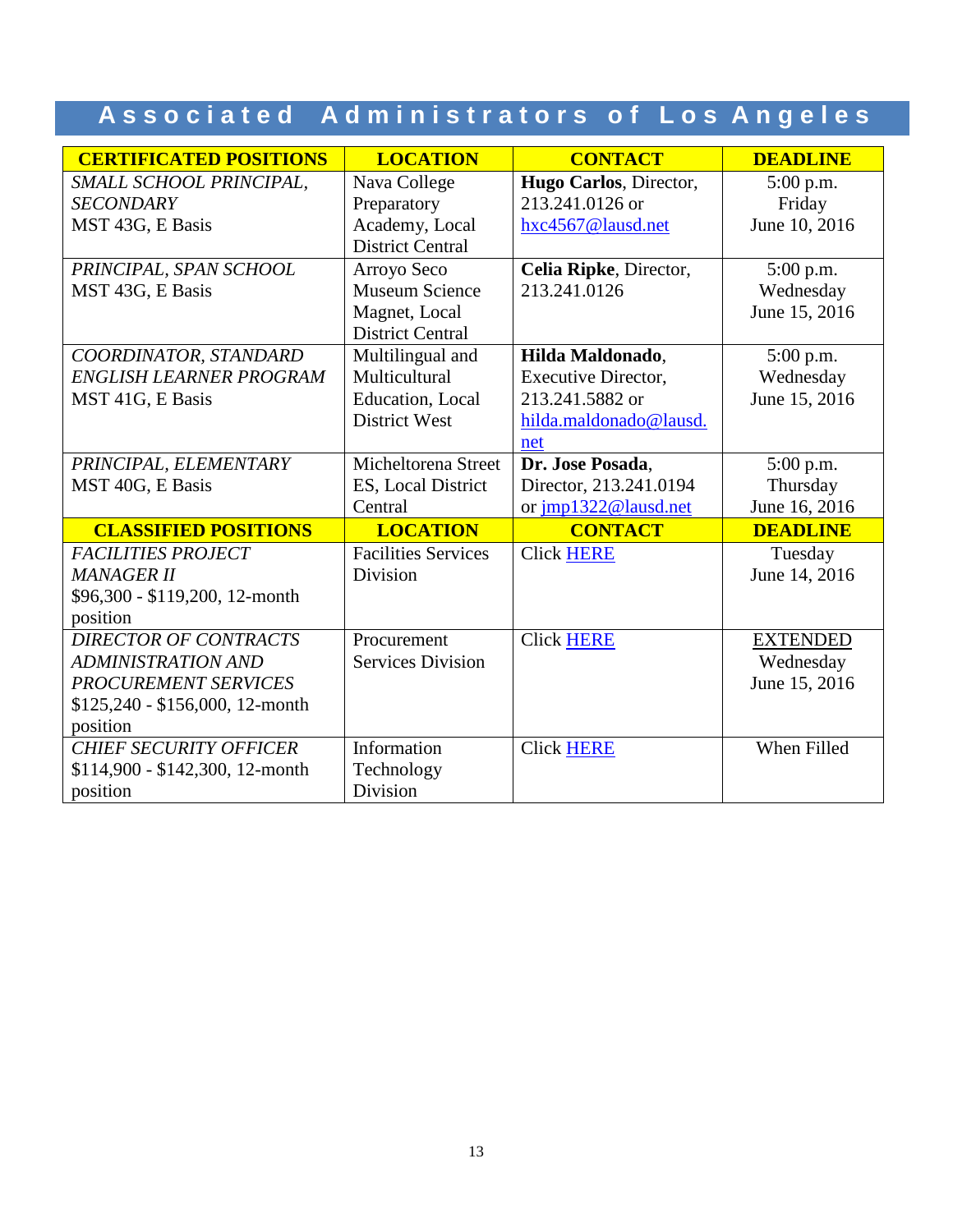# Associated Administrators of Los Angeles

| CERTIFICATED POSITIONS | LOCATION | CONTACT | DEADLINE |
|---|---|---|---|
| *SMALL SCHOOL PRINCIPAL, SECONDARY* MST 43G, E Basis | Nava College Preparatory Academy, Local District Central | **Hugo Carlos**, Director, 213.241.0126 or hxc4567@lausd.net | 5:00 p.m. Friday June 10, 2016 |
| *PRINCIPAL, SPAN SCHOOL* MST 43G, E Basis | Arroyo Seco Museum Science Magnet, Local District Central | **Celia Ripke**, Director, 213.241.0126 | 5:00 p.m. Wednesday June 15, 2016 |
| *COORDINATOR, STANDARD ENGLISH LEARNER PROGRAM* MST 41G, E Basis | Multilingual and Multicultural Education, Local District West | **Hilda Maldonado**, Executive Director, 213.241.5882 or hilda.maldonado@lausd.net | 5:00 p.m. Wednesday June 15, 2016 |
| *PRINCIPAL, ELEMENTARY* MST 40G, E Basis | Micheltorena Street ES, Local District Central | **Dr. Jose Posada**, Director, 213.241.0194 or jmp1322@lausd.net | 5:00 p.m. Thursday June 16, 2016 |
| **CLASSIFIED POSITIONS** | **LOCATION** | **CONTACT** | **DEADLINE** |
| *FACILITIES PROJECT MANAGER II* $96,300 - $119,200, 12-month position | Facilities Services Division | Click HERE | Tuesday June 14, 2016 |
| *DIRECTOR OF CONTRACTS ADMINISTRATION AND PROCUREMENT SERVICES* $125,240 - $156,000, 12-month position | Procurement Services Division | Click HERE | EXTENDED Wednesday June 15, 2016 |
| *CHIEF SECURITY OFFICER* $114,900 - $142,300, 12-month position | Information Technology Division | Click HERE | When Filled |